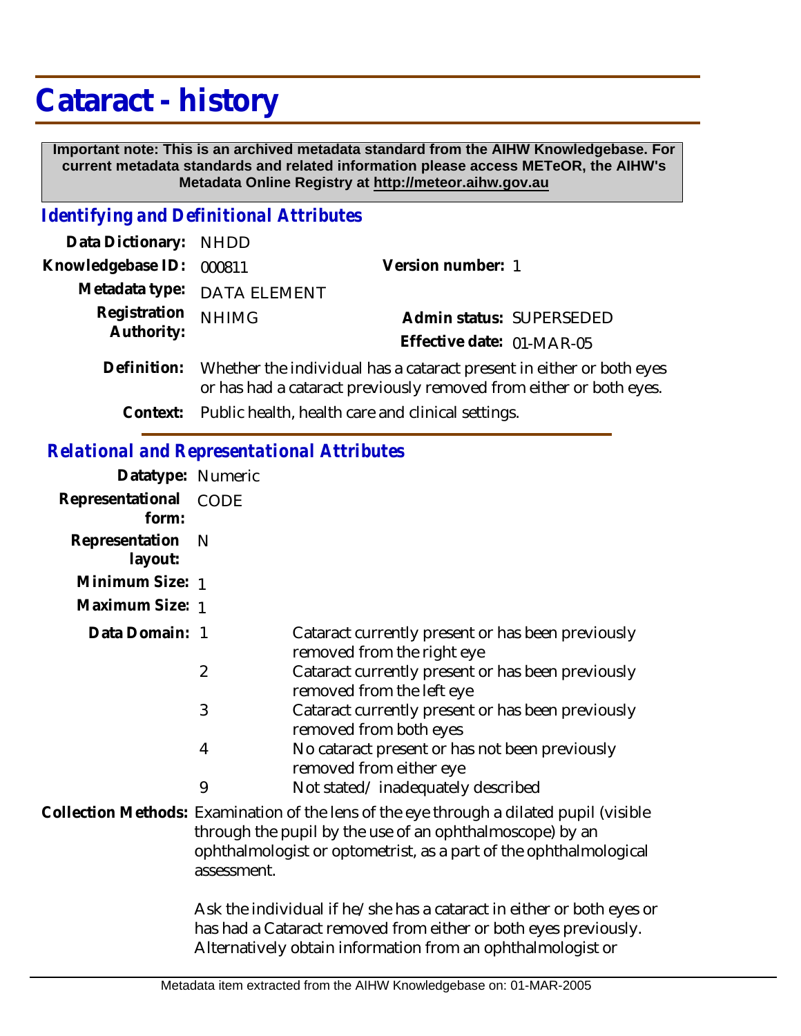# Cataract - history

**Important note: This is an archived metadata standard from the AIHW Knowledgebase. For current metadata standards and related information please access METeOR, the AIHW's Metadata Online Registry at http://meteor.aihw.gov.au**

## *Identifying and Definitional Attributes*

| | | | |
|---|---|---|---|
| **Data Dictionary:** | NHDD | | |
| **Knowledgebase ID:** | 000811 | **Version number:** | 1 |
| **Metadata type:** | DATA ELEMENT | | |
| **Registration Authority:** | NHIMG | **Admin status:** | SUPERSEDED |
| | | **Effective date:** | 01-MAR-05 |

**Definition:** Whether the individual has a cataract present in either or both eyes or has had a cataract previously removed from either or both eyes.

**Context:** Public health, health care and clinical settings.

## *Relational and Representational Attributes*

**Datatype:** Numeric

**Representational form:** CODE

**Representation layout:** N

**Minimum Size:** 1

**Maximum Size:** 1

**Data Domain:**

| Code | Description |
|---|---|
| 1 | Cataract currently present or has been previously removed from the right eye |
| 2 | Cataract currently present or has been previously removed from the left eye |
| 3 | Cataract currently present or has been previously removed from both eyes |
| 4 | No cataract present or has not been previously removed from either eye |
| 9 | Not stated/ inadequately described |

**Collection Methods:** Examination of the lens of the eye through a dilated pupil (visible through the pupil by the use of an ophthalmoscope) by an ophthalmologist or optometrist, as a part of the ophthalmological assessment.

Ask the individual if he/she has a cataract in either or both eyes or has had a Cataract removed from either or both eyes previously. Alternatively obtain information from an ophthalmologist or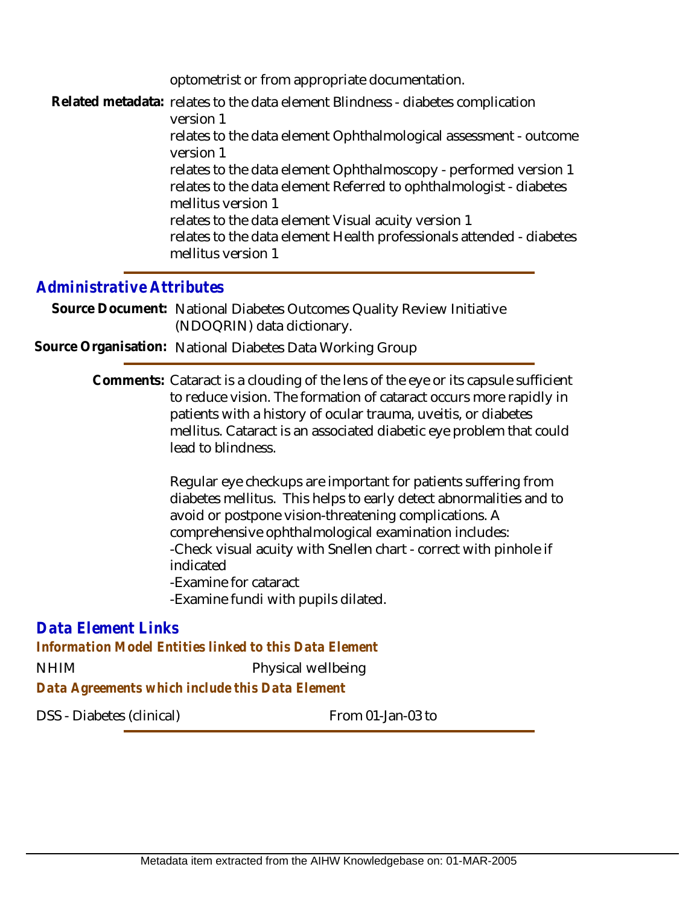optometrist or from appropriate documentation.

**Related metadata:** relates to the data element Blindness - diabetes complication version 1
relates to the data element Ophthalmological assessment - outcome version 1
relates to the data element Ophthalmoscopy - performed version 1
relates to the data element Referred to ophthalmologist - diabetes mellitus version 1
relates to the data element Visual acuity version 1
relates to the data element Health professionals attended - diabetes mellitus version 1

## Administrative Attributes

**Source Document:** National Diabetes Outcomes Quality Review Initiative (NDOQRIN) data dictionary.

**Source Organisation:** National Diabetes Data Working Group

**Comments:** Cataract is a clouding of the lens of the eye or its capsule sufficient to reduce vision. The formation of cataract occurs more rapidly in patients with a history of ocular trauma, uveitis, or diabetes mellitus. Cataract is an associated diabetic eye problem that could lead to blindness.

Regular eye checkups are important for patients suffering from diabetes mellitus. This helps to early detect abnormalities and to avoid or postpone vision-threatening complications. A comprehensive ophthalmological examination includes:
-Check visual acuity with Snellen chart - correct with pinhole if indicated
-Examine for cataract
-Examine fundi with pupils dilated.

## Data Element Links

### Information Model Entities linked to this Data Element

| | |
|---|---|
| NHIM | Physical wellbeing |

### Data Agreements which include this Data Element

| | |
|---|---|
| DSS - Diabetes (clinical) | From 01-Jan-03 to |

Metadata item extracted from the AIHW Knowledgebase on: 01-MAR-2005